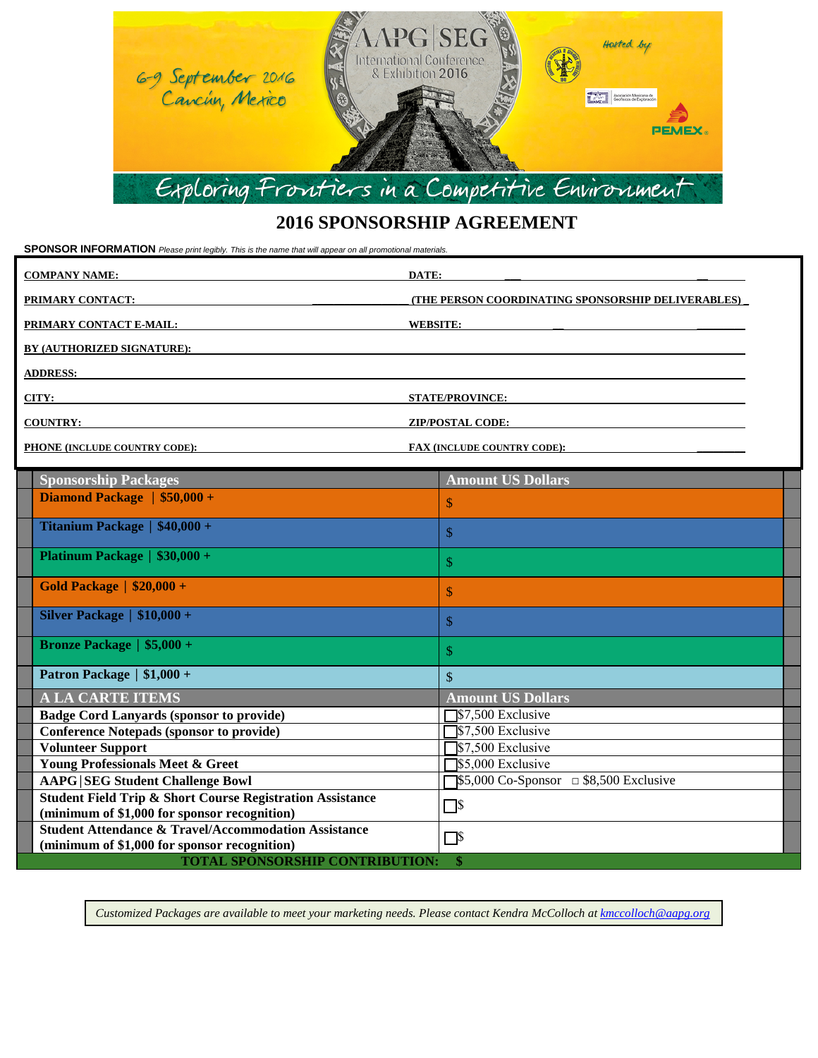6-9 September 2016
Cancún, Mexico

AAPG | SEG International Conference & Exhibition 2016

Hosted by

PEMEX

Exploring Frontiers in a Competitive Environment

# 2016 SPONSORSHIP AGREEMENT

**SPONSOR INFORMATION** *Please print legibly. This is the name that will appear on all promotional materials.*

**COMPANY NAME:** ____________________ **DATE:** ____________________

**PRIMARY CONTACT:** ____________________ **(THE PERSON COORDINATING SPONSORSHIP DELIVERABLES)** ____

**PRIMARY CONTACT E-MAIL:** ____________________ **WEBSITE:** ____________________

**BY (AUTHORIZED SIGNATURE):** ____________________

**ADDRESS:** ____________________

**CITY:** ____________________ **STATE/PROVINCE:** ____________________

**COUNTRY:** ____________________ **ZIP/POSTAL CODE:** ____________________

**PHONE (INCLUDE COUNTRY CODE):** ____________________ **FAX (INCLUDE COUNTRY CODE):** ____________________

| Sponsorship Packages | Amount US Dollars |
|---|---|
| **Diamond Package \| $50,000 +** | $ |
| **Titanium Package \| $40,000 +** | $ |
| **Platinum Package \| $30,000 +** | $ |
| **Gold Package \| $20,000 +** | $ |
| **Silver Package \| $10,000 +** | $ |
| **Bronze Package \| $5,000 +** | $ |
| **Patron Package \| $1,000 +** | $ |
| **A LA CARTE ITEMS** | **Amount US Dollars** |
| **Badge Cord Lanyards (sponsor to provide)** | ☐ $7,500 Exclusive |
| **Conference Notepads (sponsor to provide)** | ☐ $7,500 Exclusive |
| **Volunteer Support** | ☐ $7,500 Exclusive |
| **Young Professionals Meet & Greet** | ☐ $5,000 Exclusive |
| **AAPG\|SEG Student Challenge Bowl** | ☐ $5,000 Co-Sponsor ☐ $8,500 Exclusive |
| **Student Field Trip & Short Course Registration Assistance (minimum of $1,000 for sponsor recognition)** | ☐ $ |
| **Student Attendance & Travel/Accommodation Assistance (minimum of $1,000 for sponsor recognition)** | ☐ $ |
| **TOTAL SPONSORSHIP CONTRIBUTION:** | **$** |

*Customized Packages are available to meet your marketing needs. Please contact Kendra McColloch at kmccolloch@aapg.org*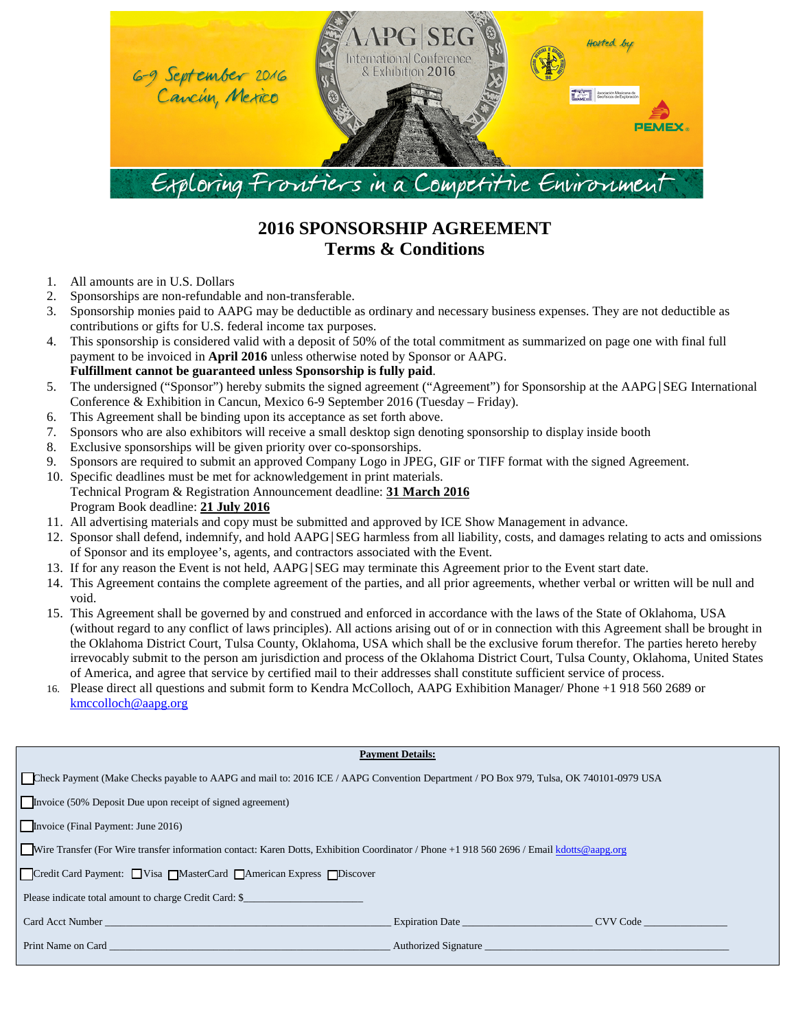6-9 September 2016
Cancún, Mexico

AAPG | SEG International Conference & Exhibition 2016

Hosted by

PEMEX

Exploring Frontiers in a Competitive Environment

# 2016 SPONSORSHIP AGREEMENT
## Terms & Conditions

1. All amounts are in U.S. Dollars
2. Sponsorships are non-refundable and non-transferable.
3. Sponsorship monies paid to AAPG may be deductible as ordinary and necessary business expenses. They are not deductible as contributions or gifts for U.S. federal income tax purposes.
4. This sponsorship is considered valid with a deposit of 50% of the total commitment as summarized on page one with final full payment to be invoiced in **April 2016** unless otherwise noted by Sponsor or AAPG.
   **Fulfillment cannot be guaranteed unless Sponsorship is fully paid**.
5. The undersigned ("Sponsor") hereby submits the signed agreement ("Agreement") for Sponsorship at the AAPG|SEG International Conference & Exhibition in Cancun, Mexico 6-9 September 2016 (Tuesday – Friday).
6. This Agreement shall be binding upon its acceptance as set forth above.
7. Sponsors who are also exhibitors will receive a small desktop sign denoting sponsorship to display inside booth
8. Exclusive sponsorships will be given priority over co-sponsorships.
9. Sponsors are required to submit an approved Company Logo in JPEG, GIF or TIFF format with the signed Agreement.
10. Specific deadlines must be met for acknowledgement in print materials.
    Technical Program & Registration Announcement deadline: **31 March 2016**
    Program Book deadline: **21 July 2016**
11. All advertising materials and copy must be submitted and approved by ICE Show Management in advance.
12. Sponsor shall defend, indemnify, and hold AAPG|SEG harmless from all liability, costs, and damages relating to acts and omissions of Sponsor and its employee's, agents, and contractors associated with the Event.
13. If for any reason the Event is not held, AAPG|SEG may terminate this Agreement prior to the Event start date.
14. This Agreement contains the complete agreement of the parties, and all prior agreements, whether verbal or written will be null and void.
15. This Agreement shall be governed by and construed and enforced in accordance with the laws of the State of Oklahoma, USA (without regard to any conflict of laws principles). All actions arising out of or in connection with this Agreement shall be brought in the Oklahoma District Court, Tulsa County, Oklahoma, USA which shall be the exclusive forum therefor. The parties hereto hereby irrevocably submit to the person am jurisdiction and process of the Oklahoma District Court, Tulsa County, Oklahoma, United States of America, and agree that service by certified mail to their addresses shall constitute sufficient service of process.
16. Please direct all questions and submit form to Kendra McColloch, AAPG Exhibition Manager/ Phone +1 918 560 2689 or kmccolloch@aapg.org

**Payment Details:**

☐ Check Payment (Make Checks payable to AAPG and mail to: 2016 ICE / AAPG Convention Department / PO Box 979, Tulsa, OK 740101-0979 USA

☐ Invoice (50% Deposit Due upon receipt of signed agreement)

☐ Invoice (Final Payment: June 2016)

☐ Wire Transfer (For Wire transfer information contact: Karen Dotts, Exhibition Coordinator / Phone +1 918 560 2696 / Email kdotts@aapg.org

☐ Credit Card Payment: ☐ Visa ☐ MasterCard ☐ American Express ☐ Discover

Please indicate total amount to charge Credit Card: $______________________

Card Acct Number ______________________________________ Expiration Date ______________________ CVV Code ______________

Print Name on Card ______________________________________ Authorized Signature ______________________________________